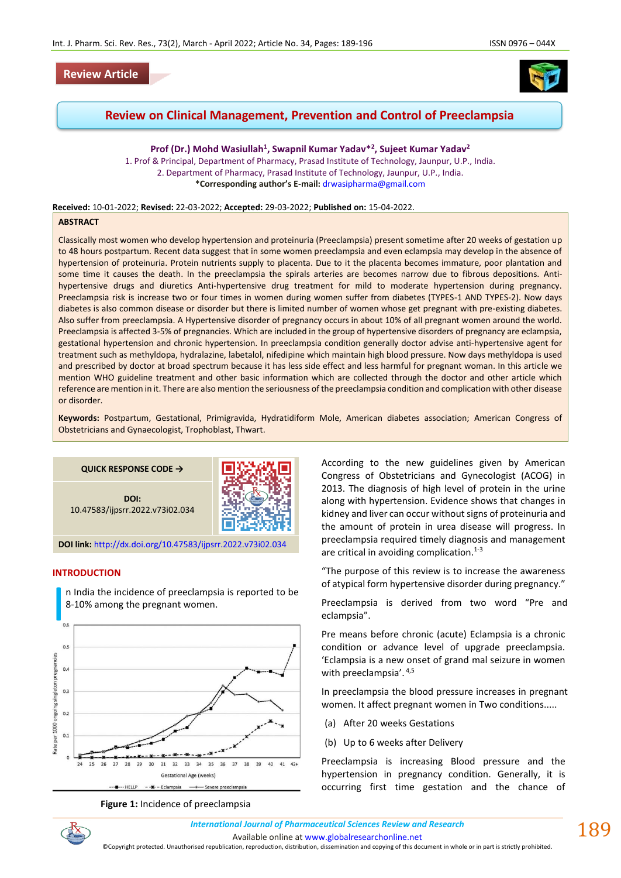Review Article

# Review on Clinical Management, Prevention and Control of Preeclampsia

**Prof (Dr.) Mohd Wasiullah[1], Swapnil Kumar Yadav*[2], Sujeet Kumar Yadav[2]**

1. Prof & Principal, Department of Pharmacy, Prasad Institute of Technology, Jaunpur, U.P., India.
2. Department of Pharmacy, Prasad Institute of Technology, Jaunpur, U.P., India.

***Corresponding author's E-mail:** drwasipharma@gmail.com

**Received:** 10-01-2022; **Revised:** 22-03-2022; **Accepted:** 29-03-2022; **Published on:** 15-04-2022.

## ABSTRACT

Classically most women who develop hypertension and proteinuria (Preeclampsia) present sometime after 20 weeks of gestation up to 48 hours postpartum. Recent data suggest that in some women preeclampsia and even eclampsia may develop in the absence of hypertension of proteinuria. Protein nutrients supply to placenta. Due to it the placenta becomes immature, poor plantation and some time it causes the death. In the preeclampsia the spirals arteries are becomes narrow due to fibrous depositions. Anti-hypertensive drugs and diuretics Anti-hypertensive drug treatment for mild to moderate hypertension during pregnancy. Preeclampsia risk is increase two or four times in women during women suffer from diabetes (TYPES-1 AND TYPES-2). Now days diabetes is also common disease or disorder but there is limited number of women whose get pregnant with pre-existing diabetes. Also suffer from preeclampsia. A Hypertensive disorder of pregnancy occurs in about 10% of all pregnant women around the world. Preeclampsia is affected 3-5% of pregnancies. Which are included in the group of hypertensive disorders of pregnancy are eclampsia, gestational hypertension and chronic hypertension. In preeclampsia condition generally doctor advise anti-hypertensive agent for treatment such as methyldopa, hydralazine, labetalol, nifedipine which maintain high blood pressure. Now days methyldopa is used and prescribed by doctor at broad spectrum because it has less side effect and less harmful for pregnant woman. In this article we mention WHO guideline treatment and other basic information which are collected through the doctor and other article which reference are mention in it. There are also mention the seriousness of the preeclampsia condition and complication with other disease or disorder.

**Keywords:** Postpartum, Gestational, Primigravida, Hydratidiform Mole, American diabetes association; American Congress of Obstetricians and Gynaecologist, Trophoblast, Thwart.

QUICK RESPONSE CODE →

**DOI:** 10.47583/ijpsrr.2022.v73i02.034

**DOI link:** http://dx.doi.org/10.47583/ijpsrr.2022.v73i02.034

## INTRODUCTION

In India the incidence of preeclampsia is reported to be 8-10% among the pregnant women.

0.6
0.5
0.4
0.3
0.2
0.1
0
Rate per 1000 ongoing singleton pregnancies
24 25 26 27 28 29 30 31 32 33 34 35 36 37 38 39 40 41 42+
Gestational Age (weeks)
HELLP
Eclampsia
Severe preeclampsia

**Figure 1:** Incidence of preeclampsia

According to the new guidelines given by American Congress of Obstetricians and Gynecologist (ACOG) in 2013. The diagnosis of high level of protein in the urine along with hypertension. Evidence shows that changes in kidney and liver can occur without signs of proteinuria and the amount of protein in urea disease will progress. In preeclampsia required timely diagnosis and management are critical in avoiding complication.[1-3]

"The purpose of this review is to increase the awareness of atypical form hypertensive disorder during pregnancy."

Preeclampsia is derived from two word "Pre and eclampsia".

Pre means before chronic (acute) Eclampsia is a chronic condition or advance level of upgrade preeclampsia. 'Eclampsia is a new onset of grand mal seizure in women with preeclampsia'.[4,5]

In preeclampsia the blood pressure increases in pregnant women. It affect pregnant women in Two conditions.....

(a) After 20 weeks Gestations

(b) Up to 6 weeks after Delivery

Preeclampsia is increasing Blood pressure and the hypertension in pregnancy condition. Generally, it is occurring first time gestation and the chance of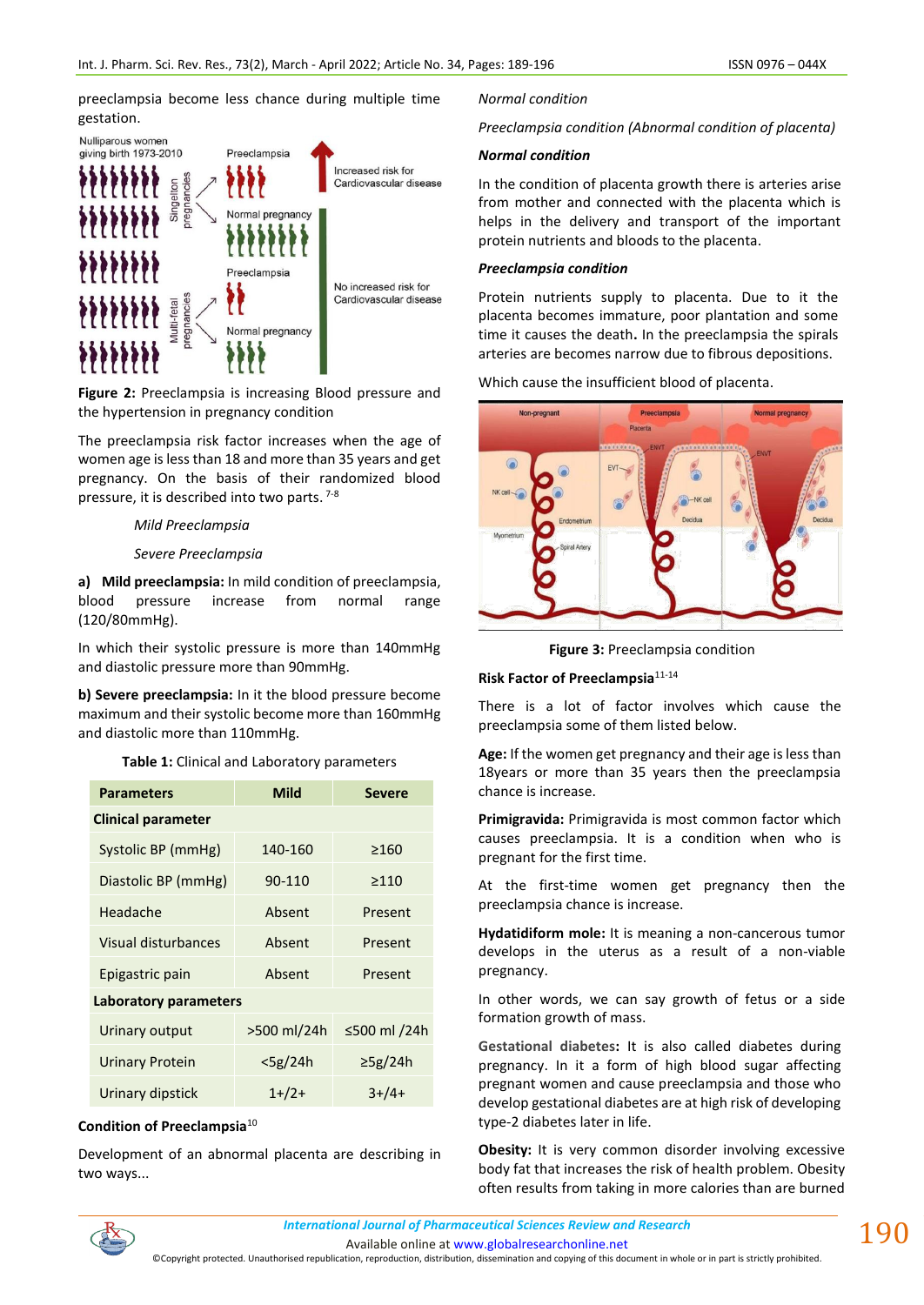preeclampsia become less chance during multiple time gestation.

**Figure 2:** Preeclampsia is increasing Blood pressure and the hypertension in pregnancy condition

The preeclampsia risk factor increases when the age of women age is less than 18 and more than 35 years and get pregnancy. On the basis of their randomized blood pressure, it is described into two parts. [7-8]

*Mild Preeclampsia*

*Severe Preeclampsia*

**a) Mild preeclampsia:** In mild condition of preeclampsia, blood pressure increase from normal range (120/80mmHg).

In which their systolic pressure is more than 140mmHg and diastolic pressure more than 90mmHg.

**b) Severe preeclampsia:** In it the blood pressure become maximum and their systolic become more than 160mmHg and diastolic more than 110mmHg.

**Table 1:** Clinical and Laboratory parameters

| Parameters | Mild | Severe |
|---|---|---|
| **Clinical parameter** | | |
| Systolic BP (mmHg) | 140-160 | ≥160 |
| Diastolic BP (mmHg) | 90-110 | ≥110 |
| Headache | Absent | Present |
| Visual disturbances | Absent | Present |
| Epigastric pain | Absent | Present |
| **Laboratory parameters** | | |
| Urinary output | >500 ml/24h | ≤500 ml /24h |
| Urinary Protein | <5g/24h | ≥5g/24h |
| Urinary dipstick | 1+/2+ | 3+/4+ |

**Condition of Preeclampsia**[10]

Development of an abnormal placenta are describing in two ways...

*Normal condition*

*Preeclampsia condition (Abnormal condition of placenta)*

***Normal condition***

In the condition of placenta growth there is arteries arise from mother and connected with the placenta which is helps in the delivery and transport of the important protein nutrients and bloods to the placenta.

***Preeclampsia condition***

Protein nutrients supply to placenta. Due to it the placenta becomes immature, poor plantation and some time it causes the death. In the preeclampsia the spirals arteries are becomes narrow due to fibrous depositions.

Which cause the insufficient blood of placenta.

**Figure 3:** Preeclampsia condition

**Risk Factor of Preeclampsia**[11-14]

There is a lot of factor involves which cause the preeclampsia some of them listed below.

**Age:** If the women get pregnancy and their age is less than 18years or more than 35 years then the preeclampsia chance is increase.

**Primigravida:** Primigravida is most common factor which causes preeclampsia. It is a condition when who is pregnant for the first time.

At the first-time women get pregnancy then the preeclampsia chance is increase.

**Hydatidiform mole:** It is meaning a non-cancerous tumor develops in the uterus as a result of a non-viable pregnancy.

In other words, we can say growth of fetus or a side formation growth of mass.

**Gestational diabetes:** It is also called diabetes during pregnancy. In it a form of high blood sugar affecting pregnant women and cause preeclampsia and those who develop gestational diabetes are at high risk of developing type-2 diabetes later in life.

**Obesity:** It is very common disorder involving excessive body fat that increases the risk of health problem. Obesity often results from taking in more calories than are burned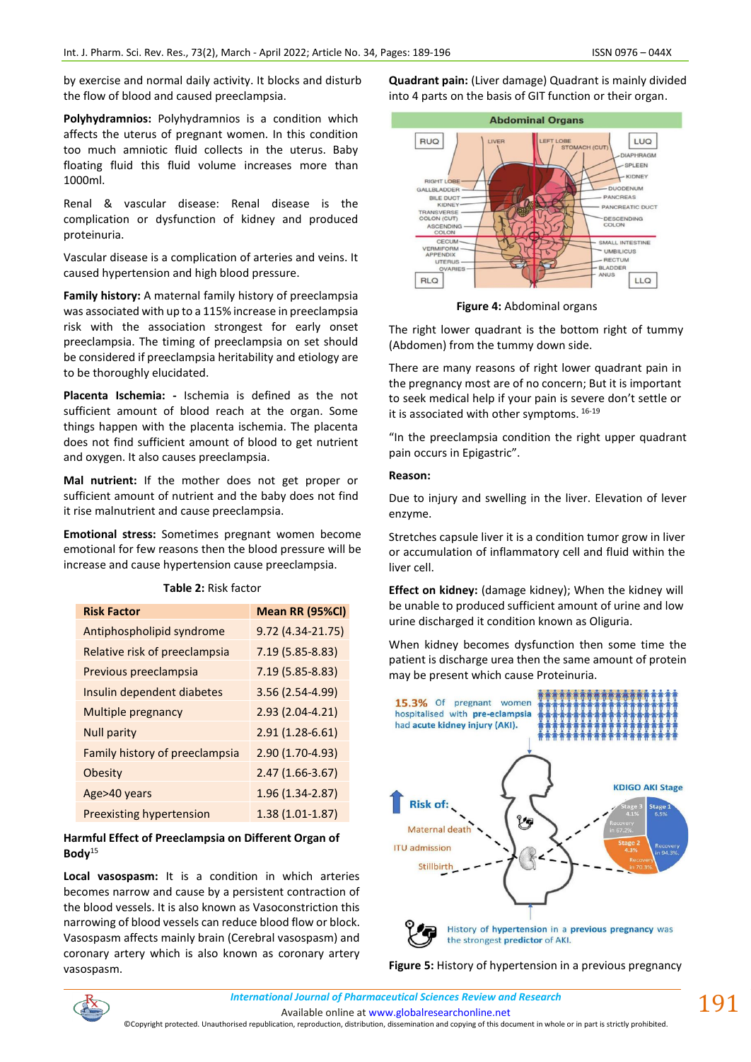by exercise and normal daily activity. It blocks and disturb the flow of blood and caused preeclampsia.

**Polyhydramnios:** Polyhydramnios is a condition which affects the uterus of pregnant women. In this condition too much amniotic fluid collects in the uterus. Baby floating fluid this fluid volume increases more than 1000ml.

Renal & vascular disease: Renal disease is the complication or dysfunction of kidney and produced proteinuria.

Vascular disease is a complication of arteries and veins. It caused hypertension and high blood pressure.

**Family history:** A maternal family history of preeclampsia was associated with up to a 115% increase in preeclampsia risk with the association strongest for early onset preeclampsia. The timing of preeclampsia on set should be considered if preeclampsia heritability and etiology are to be thoroughly elucidated.

**Placenta Ischemia: -** Ischemia is defined as the not sufficient amount of blood reach at the organ. Some things happen with the placenta ischemia. The placenta does not find sufficient amount of blood to get nutrient and oxygen. It also causes preeclampsia.

**Mal nutrient:** If the mother does not get proper or sufficient amount of nutrient and the baby does not find it rise malnutrient and cause preeclampsia.

**Emotional stress:** Sometimes pregnant women become emotional for few reasons then the blood pressure will be increase and cause hypertension cause preeclampsia.

**Table 2:** Risk factor

| Risk Factor | Mean RR (95%Cl) |
|---|---|
| Antiphospholipid syndrome | 9.72 (4.34-21.75) |
| Relative risk of preeclampsia | 7.19 (5.85-8.83) |
| Previous preeclampsia | 7.19 (5.85-8.83) |
| Insulin dependent diabetes | 3.56 (2.54-4.99) |
| Multiple pregnancy | 2.93 (2.04-4.21) |
| Null parity | 2.91 (1.28-6.61) |
| Family history of preeclampsia | 2.90 (1.70-4.93) |
| Obesity | 2.47 (1.66-3.67) |
| Age>40 years | 1.96 (1.34-2.87) |
| Preexisting hypertension | 1.38 (1.01-1.87) |

### Harmful Effect of Preeclampsia on Different Organ of Body[15]

**Local vasospasm:** It is a condition in which arteries becomes narrow and cause by a persistent contraction of the blood vessels. It is also known as Vasoconstriction this narrowing of blood vessels can reduce blood flow or block. Vasospasm affects mainly brain (Cerebral vasospasm) and coronary artery which is also known as coronary artery vasospasm.

**Quadrant pain:** (Liver damage) Quadrant is mainly divided into 4 parts on the basis of GIT function or their organ.

Abdominal Organs

RUQ
LUQ
RLQ
LLQ
LIVER
LEFT LOBE
STOMACH (CUT)
DIAPHRAGM
SPLEEN
KIDNEY
RIGHT LOBE
GALLBLADDER
BILE DUCT
KIDNEY
TRANSVERSE COLON (CUT)
ASCENDING COLON
CECUM
VERMIFORM APPENDIX
UTERUS
OVARIES
DUODENUM
PANCREAS
PANCREATIC DUCT
DESCENDING COLON
SMALL INTESTINE
UMBILICUS
RECTUM
BLADDER
ANUS

**Figure 4:** Abdominal organs

The right lower quadrant is the bottom right of tummy (Abdomen) from the tummy down side.

There are many reasons of right lower quadrant pain in the pregnancy most are of no concern; But it is important to seek medical help if your pain is severe don't settle or it is associated with other symptoms. [16-19]

"In the preeclampsia condition the right upper quadrant pain occurs in Epigastric".

**Reason:**

Due to injury and swelling in the liver. Elevation of lever enzyme.

Stretches capsule liver it is a condition tumor grow in liver or accumulation of inflammatory cell and fluid within the liver cell.

**Effect on kidney:** (damage kidney); When the kidney will be unable to produced sufficient amount of urine and low urine discharged it condition known as Oliguria.

When kidney becomes dysfunction then some time the patient is discharge urea then the same amount of protein may be present which cause Proteinuria.

15.3% Of pregnant women hospitalised with pre-eclampsia had acute kidney injury (AKI).

Risk of:
Maternal death
ITU admission
Stillbirth

KDIGO AKI Stage
Stage 1 6.5%
Recovery in 94.3%
Stage 2 4.3%
Recovery in 70.3%
Stage 3 4.1%
Recovery in 67.2%

History of hypertension in a previous pregnancy was the strongest predictor of AKI.

**Figure 5:** History of hypertension in a previous pregnancy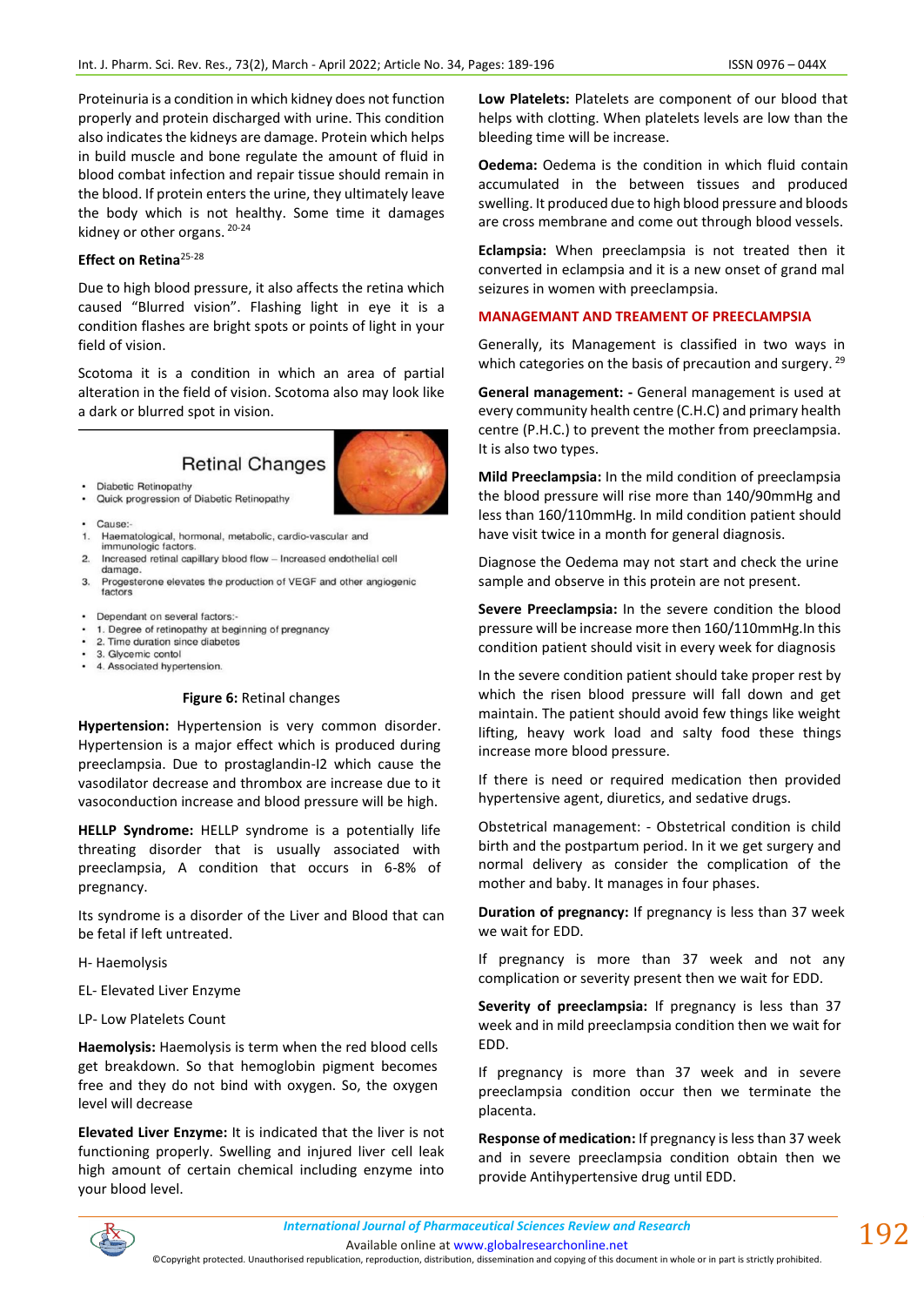Proteinuria is a condition in which kidney does not function properly and protein discharged with urine. This condition also indicates the kidneys are damage. Protein which helps in build muscle and bone regulate the amount of fluid in blood combat infection and repair tissue should remain in the blood. If protein enters the urine, they ultimately leave the body which is not healthy. Some time it damages kidney or other organs. [20-24]

**Effect on Retina**[25-28]

Due to high blood pressure, it also affects the retina which caused "Blurred vision". Flashing light in eye it is a condition flashes are bright spots or points of light in your field of vision.

Scotoma it is a condition in which an area of partial alteration in the field of vision. Scotoma also may look like a dark or blurred spot in vision.

Retinal Changes

- Diabetic Retinopathy
- Quick progression of Diabetic Retinopathy

- Cause:-
1. Haematological, hormonal, metabolic, cardio-vascular and immunologic factors.
2. Increased retinal capillary blood flow – Increased endothelial cell damage.
3. Progesterone elevates the production of VEGF and other angiogenic factors

- Dependant on several factors:-
- 1. Degree of retinopathy at beginning of pregnancy
- 2. Time duration since diabetes
- 3. Glycemic contol
- 4. Associated hypertension.

**Figure 6:** Retinal changes

**Hypertension:** Hypertension is very common disorder. Hypertension is a major effect which is produced during preeclampsia. Due to prostaglandin-I2 which cause the vasodilator decrease and thrombox are increase due to it vasoconduction increase and blood pressure will be high.

**HELLP Syndrome:** HELLP syndrome is a potentially life threating disorder that is usually associated with preeclampsia, A condition that occurs in 6-8% of pregnancy.

Its syndrome is a disorder of the Liver and Blood that can be fetal if left untreated.

H- Haemolysis

EL- Elevated Liver Enzyme

LP- Low Platelets Count

**Haemolysis:** Haemolysis is term when the red blood cells get breakdown. So that hemoglobin pigment becomes free and they do not bind with oxygen. So, the oxygen level will decrease

**Elevated Liver Enzyme:** It is indicated that the liver is not functioning properly. Swelling and injured liver cell leak high amount of certain chemical including enzyme into your blood level.

**Low Platelets:** Platelets are component of our blood that helps with clotting. When platelets levels are low than the bleeding time will be increase.

**Oedema:** Oedema is the condition in which fluid contain accumulated in the between tissues and produced swelling. It produced due to high blood pressure and bloods are cross membrane and come out through blood vessels.

**Eclampsia:** When preeclampsia is not treated then it converted in eclampsia and it is a new onset of grand mal seizures in women with preeclampsia.

## MANAGEMANT AND TREAMENT OF PREECLAMPSIA

Generally, its Management is classified in two ways in which categories on the basis of precaution and surgery. [29]

**General management: -** General management is used at every community health centre (C.H.C) and primary health centre (P.H.C.) to prevent the mother from preeclampsia. It is also two types.

**Mild Preeclampsia:** In the mild condition of preeclampsia the blood pressure will rise more than 140/90mmHg and less than 160/110mmHg. In mild condition patient should have visit twice in a month for general diagnosis.

Diagnose the Oedema may not start and check the urine sample and observe in this protein are not present.

**Severe Preeclampsia:** In the severe condition the blood pressure will be increase more then 160/110mmHg.In this condition patient should visit in every week for diagnosis

In the severe condition patient should take proper rest by which the risen blood pressure will fall down and get maintain. The patient should avoid few things like weight lifting, heavy work load and salty food these things increase more blood pressure.

If there is need or required medication then provided hypertensive agent, diuretics, and sedative drugs.

Obstetrical management: - Obstetrical condition is child birth and the postpartum period. In it we get surgery and normal delivery as consider the complication of the mother and baby. It manages in four phases.

**Duration of pregnancy:** If pregnancy is less than 37 week we wait for EDD.

If pregnancy is more than 37 week and not any complication or severity present then we wait for EDD.

**Severity of preeclampsia:** If pregnancy is less than 37 week and in mild preeclampsia condition then we wait for EDD.

If pregnancy is more than 37 week and in severe preeclampsia condition occur then we terminate the placenta.

**Response of medication:** If pregnancy is less than 37 week and in severe preeclampsia condition obtain then we provide Antihypertensive drug until EDD.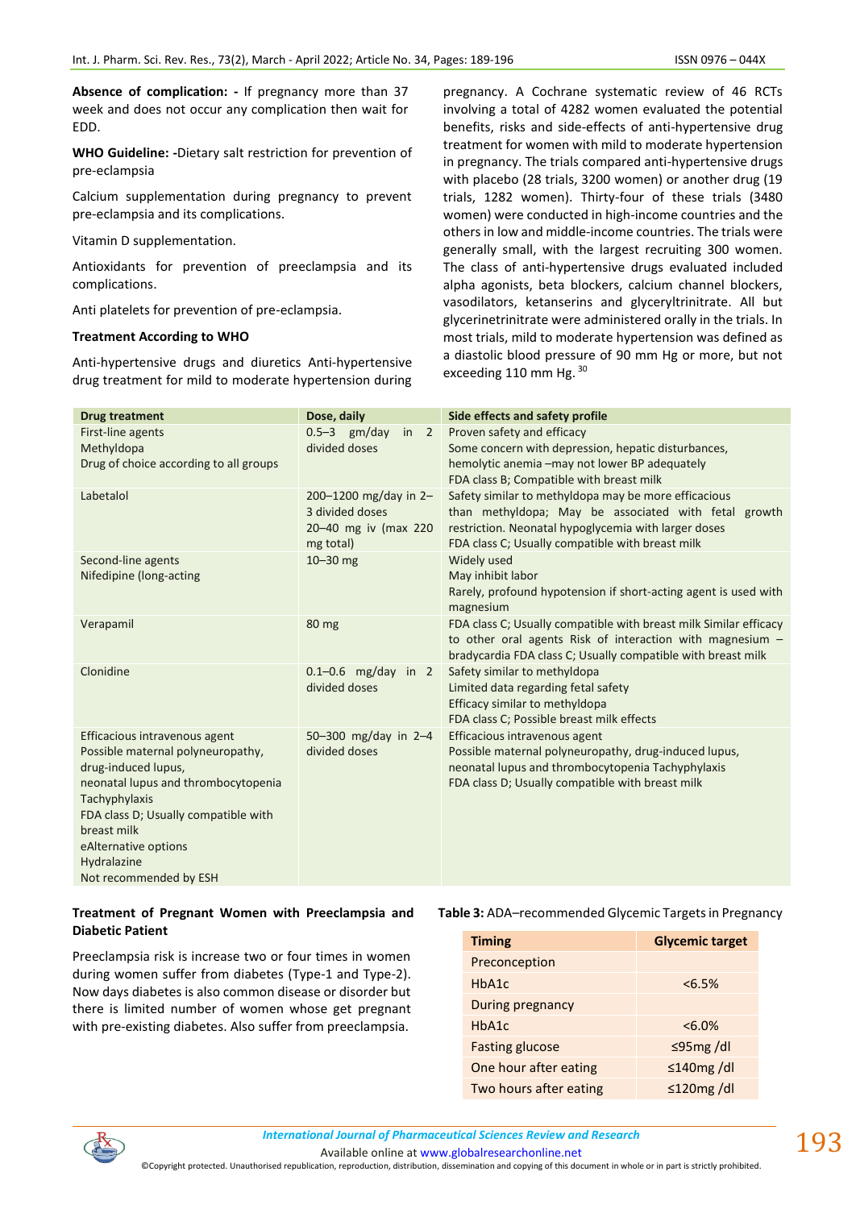**Absence of complication: -** If pregnancy more than 37 week and does not occur any complication then wait for EDD.

**WHO Guideline: -**Dietary salt restriction for prevention of pre-eclampsia

Calcium supplementation during pregnancy to prevent pre-eclampsia and its complications.

Vitamin D supplementation.

Antioxidants for prevention of preeclampsia and its complications.

Anti platelets for prevention of pre-eclampsia.

**Treatment According to WHO**

Anti-hypertensive drugs and diuretics Anti-hypertensive drug treatment for mild to moderate hypertension during pregnancy. A Cochrane systematic review of 46 RCTs involving a total of 4282 women evaluated the potential benefits, risks and side-effects of anti-hypertensive drug treatment for women with mild to moderate hypertension in pregnancy. The trials compared anti-hypertensive drugs with placebo (28 trials, 3200 women) or another drug (19 trials, 1282 women). Thirty-four of these trials (3480 women) were conducted in high-income countries and the others in low and middle-income countries. The trials were generally small, with the largest recruiting 300 women. The class of anti-hypertensive drugs evaluated included alpha agonists, beta blockers, calcium channel blockers, vasodilators, ketanserins and glyceryltrinitrate. All but glycerinetrinitrate were administered orally in the trials. In most trials, mild to moderate hypertension was defined as a diastolic blood pressure of 90 mm Hg or more, but not exceeding 110 mm Hg.[30]

| Drug treatment | Dose, daily | Side effects and safety profile |
|---|---|---|
| First-line agents<br>Methyldopa<br>Drug of choice according to all groups | 0.5–3 gm/day in 2 divided doses | Proven safety and efficacy<br>Some concern with depression, hepatic disturbances, hemolytic anemia –may not lower BP adequately<br>FDA class B; Compatible with breast milk |
| Labetalol | 200–1200 mg/day in 2–3 divided doses<br>20–40 mg iv (max 220 mg total) | Safety similar to methyldopa may be more efficacious than methyldopa; May be associated with fetal growth restriction. Neonatal hypoglycemia with larger doses<br>FDA class C; Usually compatible with breast milk |
| Second-line agents<br>Nifedipine (long-acting | 10–30 mg | Widely used<br>May inhibit labor<br>Rarely, profound hypotension if short-acting agent is used with magnesium |
| Verapamil | 80 mg | FDA class C; Usually compatible with breast milk Similar efficacy to other oral agents Risk of interaction with magnesium – bradycardia FDA class C; Usually compatible with breast milk |
| Clonidine | 0.1–0.6 mg/day in 2 divided doses | Safety similar to methyldopa<br>Limited data regarding fetal safety<br>Efficacy similar to methyldopa<br>FDA class C; Possible breast milk effects |
| Efficacious intravenous agent<br>Possible maternal polyneuropathy, drug-induced lupus,<br>neonatal lupus and thrombocytopenia<br>Tachyphylaxis<br>FDA class D; Usually compatible with breast milk<br>eAlternative options<br>Hydralazine<br>Not recommended by ESH | 50–300 mg/day in 2–4 divided doses | Efficacious intravenous agent<br>Possible maternal polyneuropathy, drug-induced lupus, neonatal lupus and thrombocytopenia Tachyphylaxis<br>FDA class D; Usually compatible with breast milk |

**Treatment of Pregnant Women with Preeclampsia and Diabetic Patient**

Preeclampsia risk is increase two or four times in women during women suffer from diabetes (Type-1 and Type-2). Now days diabetes is also common disease or disorder but there is limited number of women whose get pregnant with pre-existing diabetes. Also suffer from preeclampsia.

**Table 3:** ADA–recommended Glycemic Targets in Pregnancy

| Timing | Glycemic target |
|---|---|
| Preconception | |
| HbA1c | <6.5% |
| During pregnancy | |
| HbA1c | <6.0% |
| Fasting glucose | ≤95mg /dl |
| One hour after eating | ≤140mg /dl |
| Two hours after eating | ≤120mg /dl |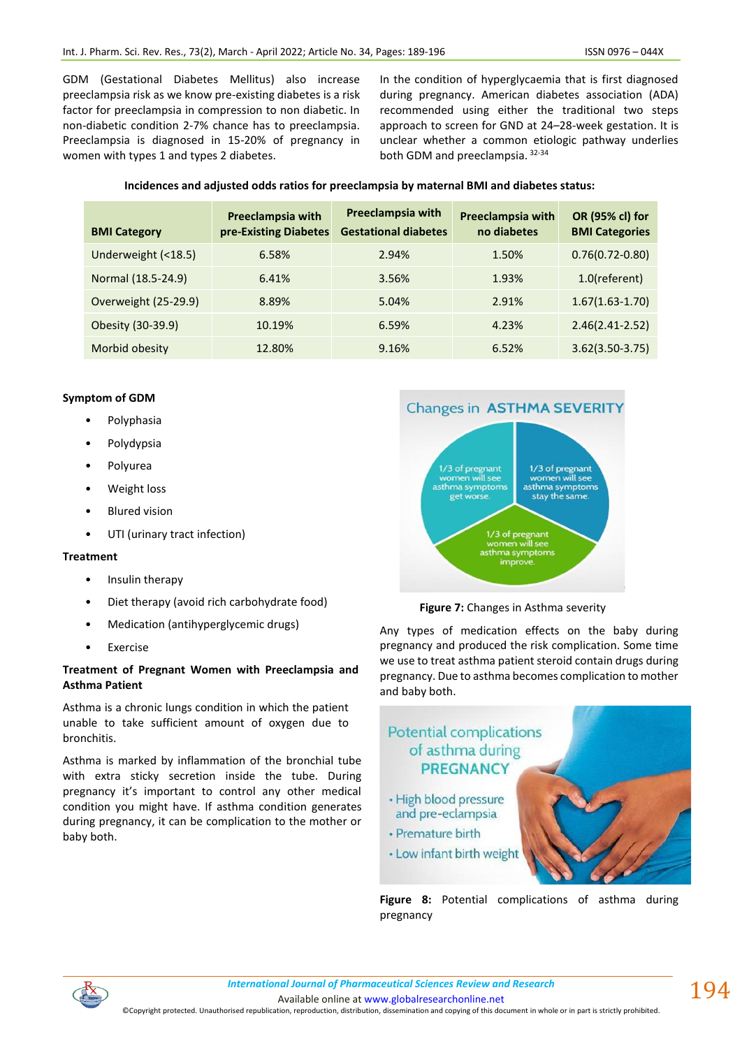GDM (Gestational Diabetes Mellitus) also increase preeclampsia risk as we know pre-existing diabetes is a risk factor for preeclampsia in compression to non diabetic. In non-diabetic condition 2-7% chance has to preeclampsia. Preeclampsia is diagnosed in 15-20% of pregnancy in women with types 1 and types 2 diabetes.

In the condition of hyperglycaemia that is first diagnosed during pregnancy. American diabetes association (ADA) recommended using either the traditional two steps approach to screen for GND at 24–28-week gestation. It is unclear whether a common etiologic pathway underlies both GDM and preeclampsia.[32-34]

**Incidences and adjusted odds ratios for preeclampsia by maternal BMI and diabetes status:**

| BMI Category | Preeclampsia with pre-Existing Diabetes | Preeclampsia with Gestational diabetes | Preeclampsia with no diabetes | OR (95% cl) for BMI Categories |
|---|---|---|---|---|
| Underweight (<18.5) | 6.58% | 2.94% | 1.50% | 0.76(0.72-0.80) |
| Normal (18.5-24.9) | 6.41% | 3.56% | 1.93% | 1.0(referent) |
| Overweight (25-29.9) | 8.89% | 5.04% | 2.91% | 1.67(1.63-1.70) |
| Obesity (30-39.9) | 10.19% | 6.59% | 4.23% | 2.46(2.41-2.52) |
| Morbid obesity | 12.80% | 9.16% | 6.52% | 3.62(3.50-3.75) |

**Symptom of GDM**

- Polyphasia
- Polydypsia
- Polyurea
- Weight loss
- Blured vision
- UTI (urinary tract infection)

**Treatment**

- Insulin therapy
- Diet therapy (avoid rich carbohydrate food)
- Medication (antihyperglycemic drugs)
- Exercise

**Treatment of Pregnant Women with Preeclampsia and Asthma Patient**

Asthma is a chronic lungs condition in which the patient unable to take sufficient amount of oxygen due to bronchitis.

Asthma is marked by inflammation of the bronchial tube with extra sticky secretion inside the tube. During pregnancy it's important to control any other medical condition you might have. If asthma condition generates during pregnancy, it can be complication to the mother or baby both.

Changes in ASTHMA SEVERITY

1/3 of pregnant women will see asthma symptoms get worse.

1/3 of pregnant women will see asthma symptoms stay the same.

1/3 of pregnant women will see asthma symptoms improve.

**Figure 7:** Changes in Asthma severity

Any types of medication effects on the baby during pregnancy and produced the risk complication. Some time we use to treat asthma patient steroid contain drugs during pregnancy. Due to asthma becomes complication to mother and baby both.

Potential complications of asthma during PREGNANCY

- High blood pressure and pre-eclampsia
- Premature birth
- Low infant birth weight

**Figure 8:** Potential complications of asthma during pregnancy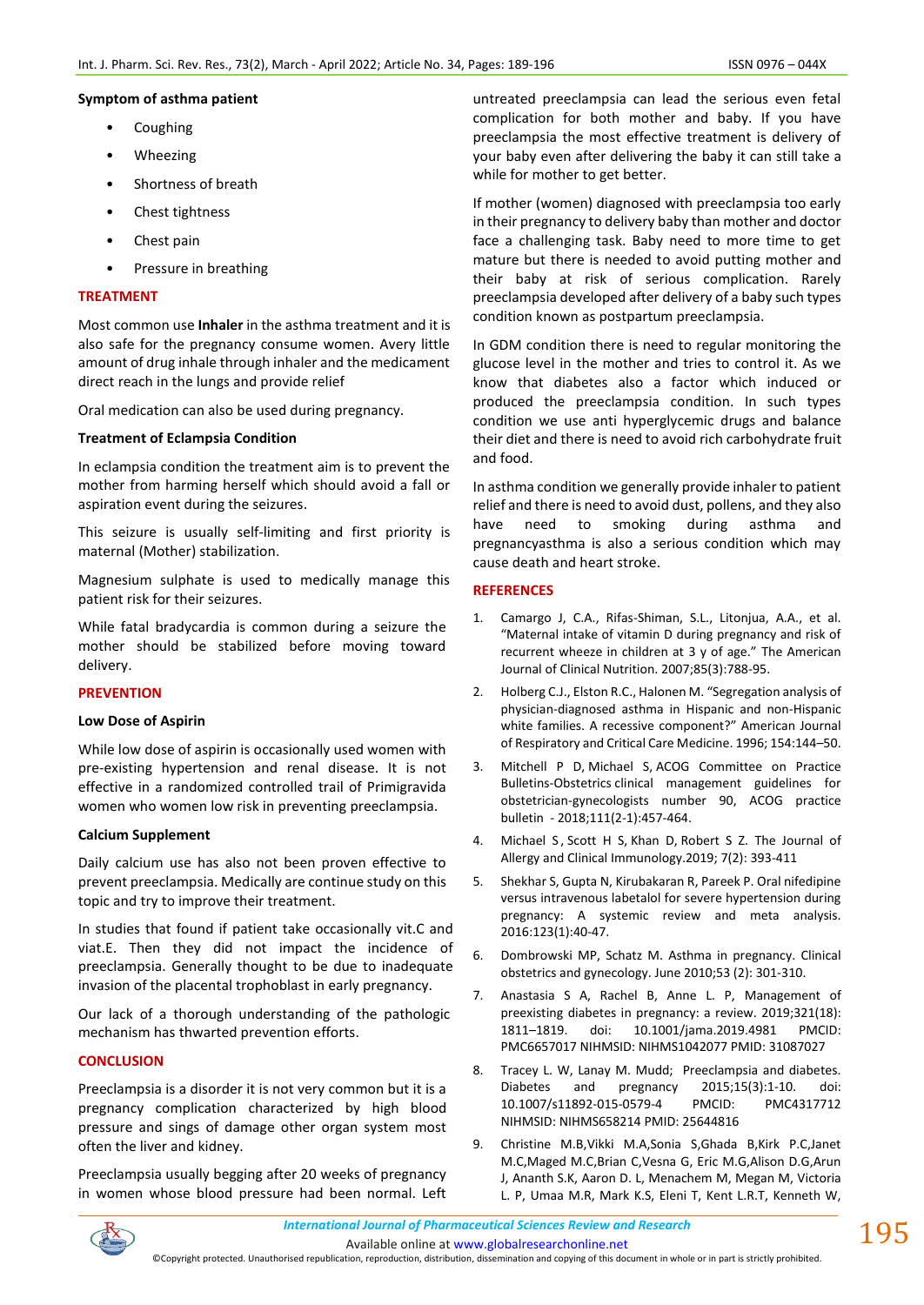**Symptom of asthma patient**

- Coughing
- Wheezing
- Shortness of breath
- Chest tightness
- Chest pain
- Pressure in breathing

## TREATMENT

Most common use **Inhaler** in the asthma treatment and it is also safe for the pregnancy consume women. Avery little amount of drug inhale through inhaler and the medicament direct reach in the lungs and provide relief

Oral medication can also be used during pregnancy.

**Treatment of Eclampsia Condition**

In eclampsia condition the treatment aim is to prevent the mother from harming herself which should avoid a fall or aspiration event during the seizures.

This seizure is usually self-limiting and first priority is maternal (Mother) stabilization.

Magnesium sulphate is used to medically manage this patient risk for their seizures.

While fatal bradycardia is common during a seizure the mother should be stabilized before moving toward delivery.

## PREVENTION

**Low Dose of Aspirin**

While low dose of aspirin is occasionally used women with pre-existing hypertension and renal disease. It is not effective in a randomized controlled trail of Primigravida women who women low risk in preventing preeclampsia.

**Calcium Supplement**

Daily calcium use has also not been proven effective to prevent preeclampsia. Medically are continue study on this topic and try to improve their treatment.

In studies that found if patient take occasionally vit.C and viat.E. Then they did not impact the incidence of preeclampsia. Generally thought to be due to inadequate invasion of the placental trophoblast in early pregnancy.

Our lack of a thorough understanding of the pathologic mechanism has thwarted prevention efforts.

## CONCLUSION

Preeclampsia is a disorder it is not very common but it is a pregnancy complication characterized by high blood pressure and sings of damage other organ system most often the liver and kidney.

Preeclampsia usually begging after 20 weeks of pregnancy in women whose blood pressure had been normal. Left untreated preeclampsia can lead the serious even fetal complication for both mother and baby. If you have preeclampsia the most effective treatment is delivery of your baby even after delivering the baby it can still take a while for mother to get better.

If mother (women) diagnosed with preeclampsia too early in their pregnancy to delivery baby than mother and doctor face a challenging task. Baby need to more time to get mature but there is needed to avoid putting mother and their baby at risk of serious complication. Rarely preeclampsia developed after delivery of a baby such types condition known as postpartum preeclampsia.

In GDM condition there is need to regular monitoring the glucose level in the mother and tries to control it. As we know that diabetes also a factor which induced or produced the preeclampsia condition. In such types condition we use anti hyperglycemic drugs and balance their diet and there is need to avoid rich carbohydrate fruit and food.

In asthma condition we generally provide inhaler to patient relief and there is need to avoid dust, pollens, and they also have need to smoking during asthma and pregnancyasthma is also a serious condition which may cause death and heart stroke.

## REFERENCES

1. Camargo J, C.A., Rifas-Shiman, S.L., Litonjua, A.A., et al. "Maternal intake of vitamin D during pregnancy and risk of recurrent wheeze in children at 3 y of age." The American Journal of Clinical Nutrition. 2007;85(3):788-95.
2. Holberg C.J., Elston R.C., Halonen M. "Segregation analysis of physician-diagnosed asthma in Hispanic and non-Hispanic white families. A recessive component?" American Journal of Respiratory and Critical Care Medicine. 1996; 154:144–50.
3. Mitchell P D, Michael S, ACOG Committee on Practice Bulletins-Obstetrics clinical management guidelines for obstetrician-gynecologists number 90, ACOG practice bulletin - 2018;111(2-1):457-464.
4. Michael S , Scott H S, Khan D, Robert S Z. The Journal of Allergy and Clinical Immunology.2019; 7(2): 393-411
5. Shekhar S, Gupta N, Kirubakaran R, Pareek P. Oral nifedipine versus intravenous labetalol for severe hypertension during pregnancy: A systemic review and meta analysis. 2016:123(1):40-47.
6. Dombrowski MP, Schatz M. Asthma in pregnancy. Clinical obstetrics and gynecology. June 2010;53 (2): 301-310.
7. Anastasia S A, Rachel B, Anne L. P, Management of preexisting diabetes in pregnancy: a review. 2019;321(18): 1811–1819. doi: 10.1001/jama.2019.4981 PMCID: PMC6657017 NIHMSID: NIHMS1042077 PMID: 31087027
8. Tracey L. W, Lanay M. Mudd; Preeclampsia and diabetes. Diabetes and pregnancy 2015;15(3):1-10. doi: 10.1007/s11892-015-0579-4 PMCID: PMC4317712 NIHMSID: NIHMS658214 PMID: 25644816
9. Christine M.B,Vikki M.A,Sonia S,Ghada B,Kirk P.C,Janet M.C,Maged M.C,Brian C,Vesna G, Eric M.G,Alison D.G,Arun J, Ananth S.K, Aaron D. L, Menachem M, Megan M, Victoria L. P, Umaa M.R, Mark K.S, Eleni T, Kent L.R.T, Kenneth W,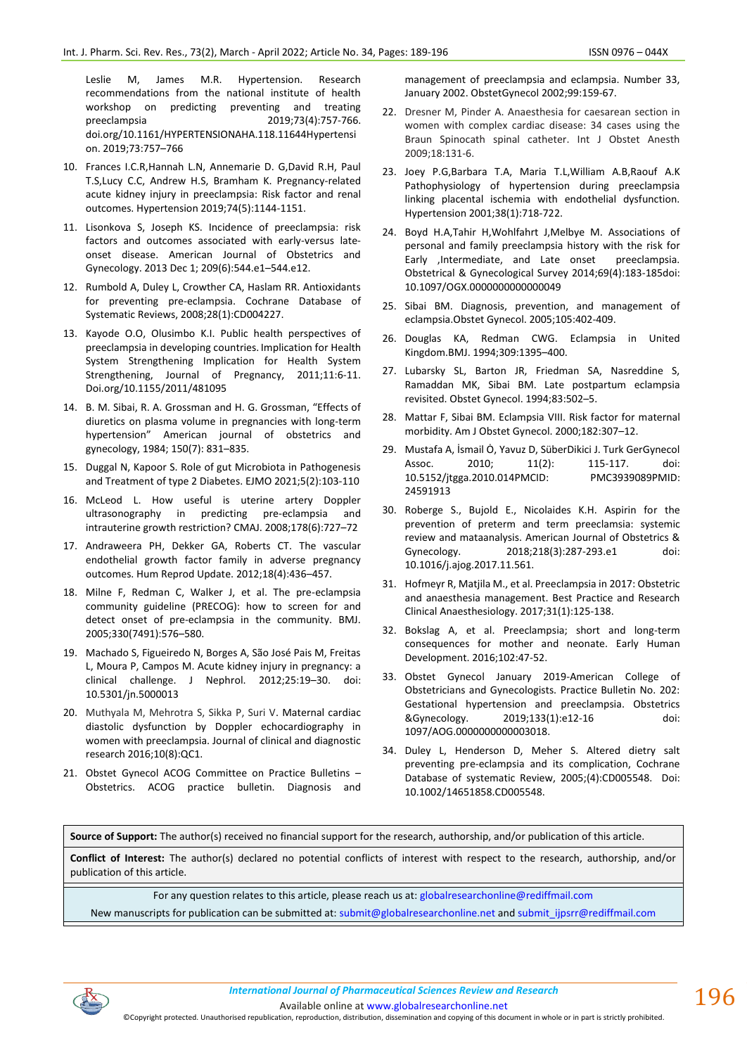Leslie M, James M.R. Hypertension. Research recommendations from the national institute of health workshop on predicting preventing and treating preeclampsia 2019;73(4):757-766. doi.org/10.1161/HYPERTENSIONAHA.118.11644Hypertension. 2019;73:757–766

10. Frances I.C.R,Hannah L.N, Annemarie D. G,David R.H, Paul T.S,Lucy C.C, Andrew H.S, Bramham K. Pregnancy-related acute kidney injury in preeclampsia: Risk factor and renal outcomes. Hypertension 2019;74(5):1144-1151.
11. Lisonkova S, Joseph KS. Incidence of preeclampsia: risk factors and outcomes associated with early-versus late-onset disease. American Journal of Obstetrics and Gynecology. 2013 Dec 1; 209(6):544.e1–544.e12.
12. Rumbold A, Duley L, Crowther CA, Haslam RR. Antioxidants for preventing pre-eclampsia. Cochrane Database of Systematic Reviews, 2008;28(1):CD004227.
13. Kayode O.O, Olusimbo K.I. Public health perspectives of preeclampsia in developing countries. Implication for Health System Strengthening Implication for Health System Strengthening, Journal of Pregnancy, 2011;11:6-11. Doi.org/10.1155/2011/481095
14. B. M. Sibai, R. A. Grossman and H. G. Grossman, "Effects of diuretics on plasma volume in pregnancies with long-term hypertension" American journal of obstetrics and gynecology, 1984; 150(7): 831–835.
15. Duggal N, Kapoor S. Role of gut Microbiota in Pathogenesis and Treatment of type 2 Diabetes. EJMO 2021;5(2):103-110
16. McLeod L. How useful is uterine artery Doppler ultrasonography in predicting pre-eclampsia and intrauterine growth restriction? CMAJ. 2008;178(6):727–72
17. Andraweera PH, Dekker GA, Roberts CT. The vascular endothelial growth factor family in adverse pregnancy outcomes. Hum Reprod Update. 2012;18(4):436–457.
18. Milne F, Redman C, Walker J, et al. The pre-eclampsia community guideline (PRECOG): how to screen for and detect onset of pre-eclampsia in the community. BMJ. 2005;330(7491):576–580.
19. Machado S, Figueiredo N, Borges A, São José Pais M, Freitas L, Moura P, Campos M. Acute kidney injury in pregnancy: a clinical challenge. J Nephrol. 2012;25:19–30. doi: 10.5301/jn.5000013
20. Muthyala M, Mehrotra S, Sikka P, Suri V. Maternal cardiac diastolic dysfunction by Doppler echocardiography in women with preeclampsia. Journal of clinical and diagnostic research 2016;10(8):QC1.
21. Obstet Gynecol ACOG Committee on Practice Bulletins – Obstetrics. ACOG practice bulletin. Diagnosis and management of preeclampsia and eclampsia. Number 33, January 2002. ObstetGynecol 2002;99:159-67.
22. Dresner M, Pinder A. Anaesthesia for caesarean section in women with complex cardiac disease: 34 cases using the Braun Spinocath spinal catheter. Int J Obstet Anesth 2009;18:131-6.
23. Joey P.G,Barbara T.A, Maria T.L,William A.B,Raouf A.K Pathophysiology of hypertension during preeclampsia linking placental ischemia with endothelial dysfunction. Hypertension 2001;38(1):718-722.
24. Boyd H.A,Tahir H,Wohlfahrt J,Melbye M. Associations of personal and family preeclampsia history with the risk for Early ,Intermediate, and Late onset preeclampsia. Obstetrical & Gynecological Survey 2014;69(4):183-185doi: 10.1097/OGX.0000000000000049
25. Sibai BM. Diagnosis, prevention, and management of eclampsia.Obstet Gynecol. 2005;105:402-409.
26. Douglas KA, Redman CWG. Eclampsia in United Kingdom.BMJ. 1994;309:1395–400.
27. Lubarsky SL, Barton JR, Friedman SA, Nasreddine S, Ramaddan MK, Sibai BM. Late postpartum eclampsia revisited. Obstet Gynecol. 1994;83:502–5.
28. Mattar F, Sibai BM. Eclampsia VIII. Risk factor for maternal morbidity. Am J Obstet Gynecol. 2000;182:307–12.
29. Mustafa A, İsmail Ó, Yavuz D, SüberDikici J. Turk GerGynecol Assoc. 2010; 11(2): 115-117. doi: 10.5152/jtgga.2010.014PMCID: PMC3939089PMID: 24591913
30. Roberge S., Bujold E., Nicolaides K.H. Aspirin for the prevention of preterm and term preeclamsia: systemic review and mataanalysis. American Journal of Obstetrics & Gynecology. 2018;218(3):287-293.e1 doi: 10.1016/j.ajog.2017.11.561.
31. Hofmeyr R, Matjila M., et al. Preeclampsia in 2017: Obstetric and anaesthesia management. Best Practice and Research Clinical Anaesthesiology. 2017;31(1):125-138.
32. Bokslag A, et al. Preeclampsia; short and long-term consequences for mother and neonate. Early Human Development. 2016;102:47-52.
33. Obstet Gynecol January 2019-American College of Obstetricians and Gynecologists. Practice Bulletin No. 202: Gestational hypertension and preeclampsia. Obstetrics &Gynecology. 2019;133(1):e12-16 doi: 1097/AOG.0000000000003018.
34. Duley L, Henderson D, Meher S. Altered dietry salt preventing pre-eclampsia and its complication, Cochrane Database of systematic Review, 2005;(4):CD005548. Doi: 10.1002/14651858.CD005548.

**Source of Support:** The author(s) received no financial support for the research, authorship, and/or publication of this article.

**Conflict of Interest:** The author(s) declared no potential conflicts of interest with respect to the research, authorship, and/or publication of this article.

For any question relates to this article, please reach us at: globalresearchonline@rediffmail.com

New manuscripts for publication can be submitted at: submit@globalresearchonline.net and submit_ijpsrr@rediffmail.com